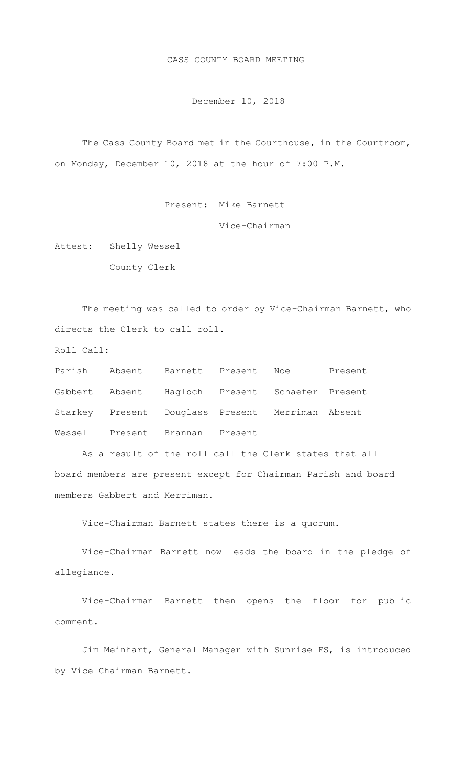# CASS COUNTY BOARD MEETING

December 10, 2018

The Cass County Board met in the Courthouse, in the Courtroom, on Monday, December 10, 2018 at the hour of 7:00 P.M.

Present: Mike Barnett

Vice-Chairman

Attest: Shelly Wessel

County Clerk

The meeting was called to order by Vice-Chairman Barnett, who directs the Clerk to call roll.

Roll Call:

| | | | | | |
|---|---|---|---|---|---|
| Parish | Absent | Barnett | Present | Noe | Present |
| Gabbert | Absent | Hagloch | Present | Schaefer | Present |
| Starkey | Present | Douglass | Present | Merriman | Absent |
| Wessel | Present | Brannan | Present | | |

As a result of the roll call the Clerk states that all board members are present except for Chairman Parish and board members Gabbert and Merriman.

Vice-Chairman Barnett states there is a quorum.

Vice-Chairman Barnett now leads the board in the pledge of allegiance.

Vice-Chairman Barnett then opens the floor for public comment.

Jim Meinhart, General Manager with Sunrise FS, is introduced by Vice Chairman Barnett.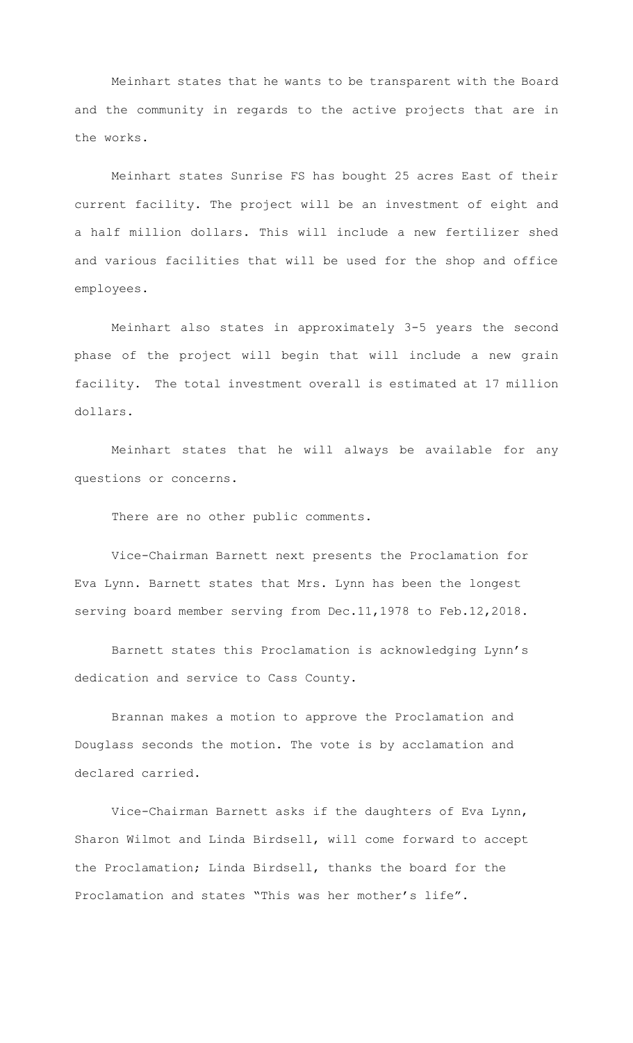Meinhart states that he wants to be transparent with the Board and the community in regards to the active projects that are in the works.

Meinhart states Sunrise FS has bought 25 acres East of their current facility. The project will be an investment of eight and a half million dollars. This will include a new fertilizer shed and various facilities that will be used for the shop and office employees.

Meinhart also states in approximately 3-5 years the second phase of the project will begin that will include a new grain facility. The total investment overall is estimated at 17 million dollars.

Meinhart states that he will always be available for any questions or concerns.

There are no other public comments.

Vice-Chairman Barnett next presents the Proclamation for Eva Lynn. Barnett states that Mrs. Lynn has been the longest serving board member serving from Dec.11,1978 to Feb.12,2018.

Barnett states this Proclamation is acknowledging Lynn's dedication and service to Cass County.

Brannan makes a motion to approve the Proclamation and Douglass seconds the motion. The vote is by acclamation and declared carried.

Vice-Chairman Barnett asks if the daughters of Eva Lynn, Sharon Wilmot and Linda Birdsell, will come forward to accept the Proclamation; Linda Birdsell, thanks the board for the Proclamation and states "This was her mother's life".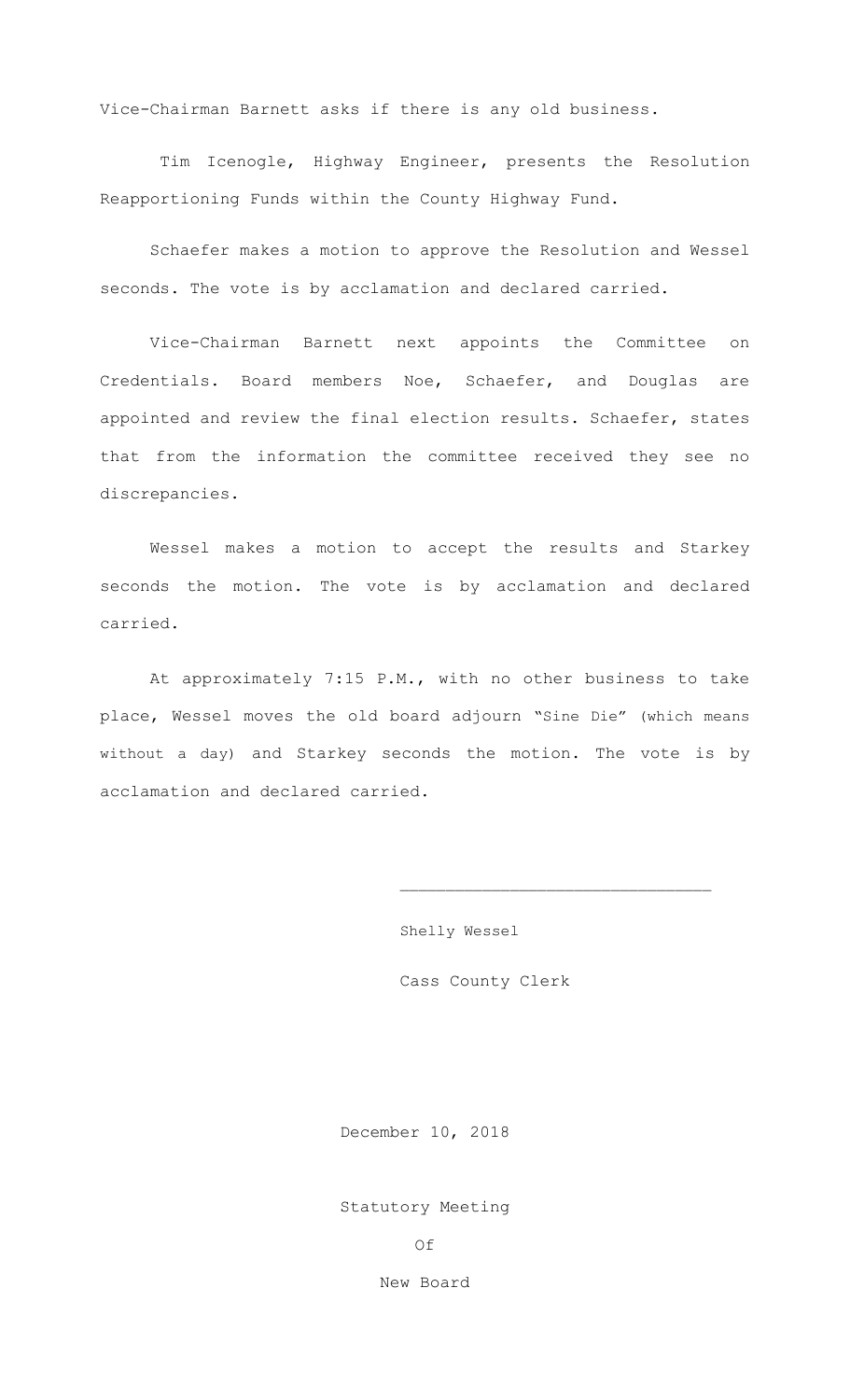Vice-Chairman Barnett asks if there is any old business.

Tim Icenogle, Highway Engineer, presents the Resolution Reapportioning Funds within the County Highway Fund.

Schaefer makes a motion to approve the Resolution and Wessel seconds. The vote is by acclamation and declared carried.

Vice-Chairman Barnett next appoints the Committee on Credentials. Board members Noe, Schaefer, and Douglas are appointed and review the final election results. Schaefer, states that from the information the committee received they see no discrepancies.

Wessel makes a motion to accept the results and Starkey seconds the motion. The vote is by acclamation and declared carried.

At approximately 7:15 P.M., with no other business to take place, Wessel moves the old board adjourn "Sine Die" (which means without a day) and Starkey seconds the motion. The vote is by acclamation and declared carried.

\_\_\_\_\_\_\_\_\_\_\_\_\_\_\_\_\_\_\_\_\_\_\_\_\_\_\_\_\_\_\_\_

Shelly Wessel

Cass County Clerk

December 10, 2018

Statutory Meeting

Of

New Board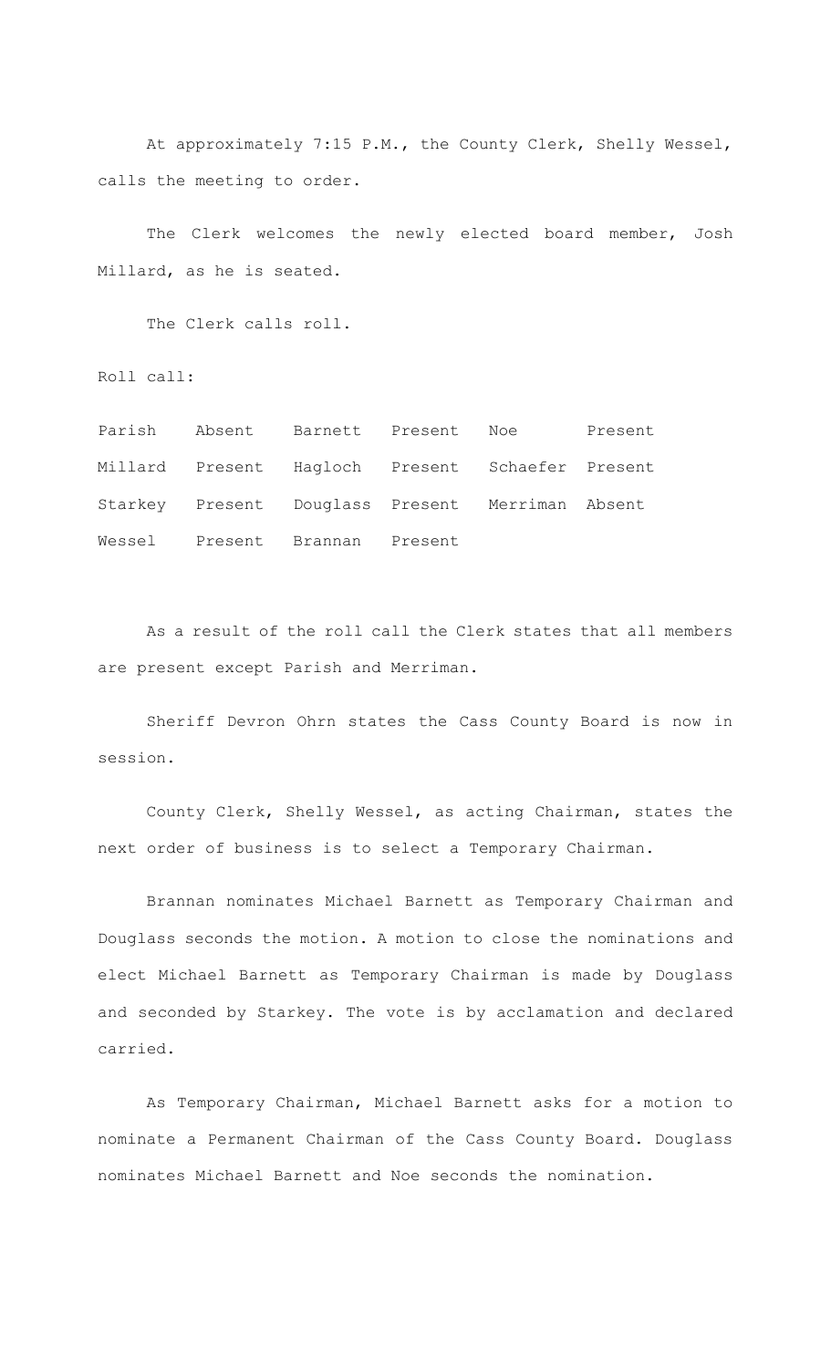At approximately 7:15 P.M., the County Clerk, Shelly Wessel, calls the meeting to order.

The Clerk welcomes the newly elected board member, Josh Millard, as he is seated.

The Clerk calls roll.

Roll call:

| | | | | | |
|---|---|---|---|---|---|
| Parish | Absent | Barnett | Present | Noe | Present |
| Millard | Present | Hagloch | Present | Schaefer | Present |
| Starkey | Present | Douglass | Present | Merriman | Absent |
| Wessel | Present | Brannan | Present | | |

As a result of the roll call the Clerk states that all members are present except Parish and Merriman.

Sheriff Devron Ohrn states the Cass County Board is now in session.

County Clerk, Shelly Wessel, as acting Chairman, states the next order of business is to select a Temporary Chairman.

Brannan nominates Michael Barnett as Temporary Chairman and Douglass seconds the motion. A motion to close the nominations and elect Michael Barnett as Temporary Chairman is made by Douglass and seconded by Starkey. The vote is by acclamation and declared carried.

As Temporary Chairman, Michael Barnett asks for a motion to nominate a Permanent Chairman of the Cass County Board. Douglass nominates Michael Barnett and Noe seconds the nomination.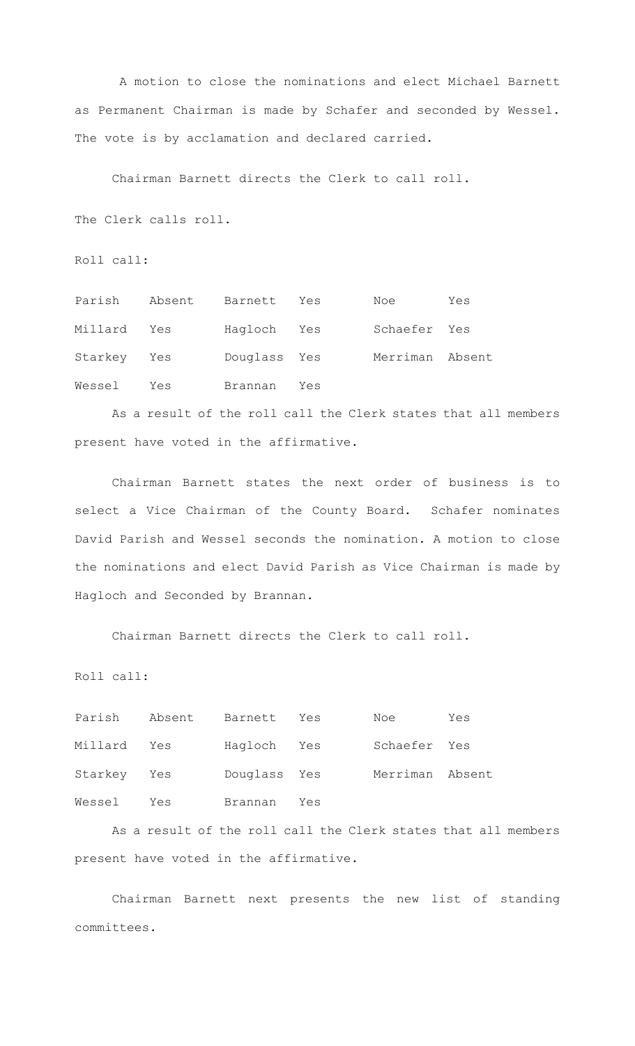A motion to close the nominations and elect Michael Barnett as Permanent Chairman is made by Schafer and seconded by Wessel. The vote is by acclamation and declared carried.

Chairman Barnett directs the Clerk to call roll.

The Clerk calls roll.

Roll call:

| | | | | | |
|---|---|---|---|---|---|
| Parish | Absent | Barnett | Yes | Noe | Yes |
| Millard | Yes | Hagloch | Yes | Schaefer | Yes |
| Starkey | Yes | Douglass | Yes | Merriman | Absent |
| Wessel | Yes | Brannan | Yes | | |

As a result of the roll call the Clerk states that all members present have voted in the affirmative.

Chairman Barnett states the next order of business is to select a Vice Chairman of the County Board. Schafer nominates David Parish and Wessel seconds the nomination. A motion to close the nominations and elect David Parish as Vice Chairman is made by Hagloch and Seconded by Brannan.

Chairman Barnett directs the Clerk to call roll.

Roll call:

| | | | | | |
|---|---|---|---|---|---|
| Parish | Absent | Barnett | Yes | Noe | Yes |
| Millard | Yes | Hagloch | Yes | Schaefer | Yes |
| Starkey | Yes | Douglass | Yes | Merriman | Absent |
| Wessel | Yes | Brannan | Yes | | |

As a result of the roll call the Clerk states that all members present have voted in the affirmative.

Chairman Barnett next presents the new list of standing committees.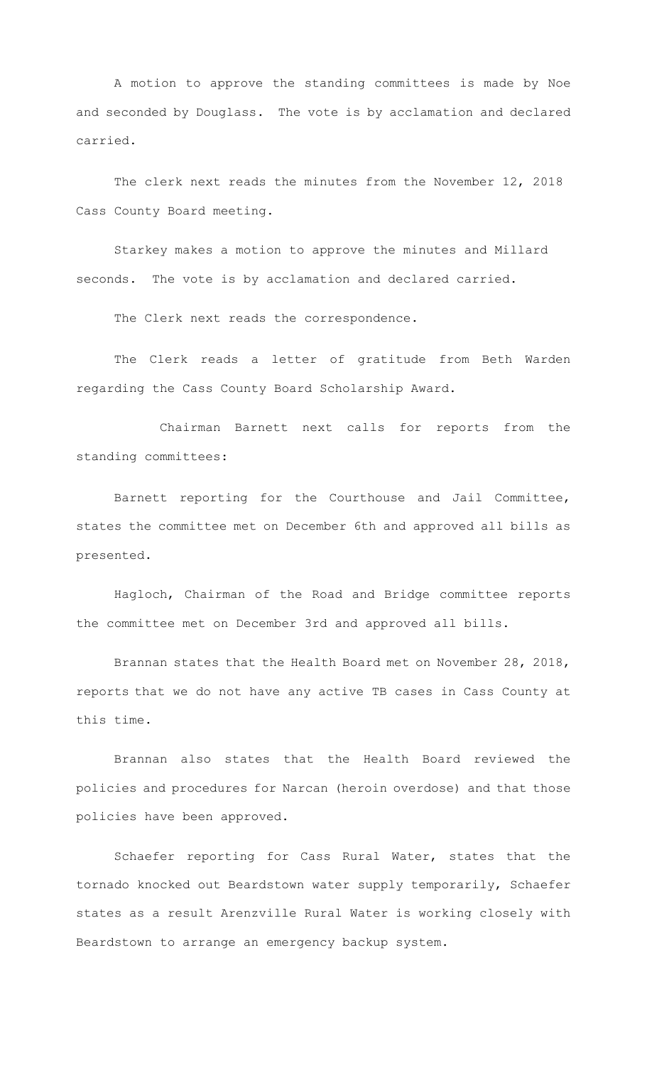A motion to approve the standing committees is made by Noe and seconded by Douglass. The vote is by acclamation and declared carried.

The clerk next reads the minutes from the November 12, 2018 Cass County Board meeting.

Starkey makes a motion to approve the minutes and Millard seconds. The vote is by acclamation and declared carried.

The Clerk next reads the correspondence.

The Clerk reads a letter of gratitude from Beth Warden regarding the Cass County Board Scholarship Award.

Chairman Barnett next calls for reports from the standing committees:

Barnett reporting for the Courthouse and Jail Committee, states the committee met on December 6th and approved all bills as presented.

Hagloch, Chairman of the Road and Bridge committee reports the committee met on December 3rd and approved all bills.

Brannan states that the Health Board met on November 28, 2018, reports that we do not have any active TB cases in Cass County at this time.

Brannan also states that the Health Board reviewed the policies and procedures for Narcan (heroin overdose) and that those policies have been approved.

Schaefer reporting for Cass Rural Water, states that the tornado knocked out Beardstown water supply temporarily, Schaefer states as a result Arenzville Rural Water is working closely with Beardstown to arrange an emergency backup system.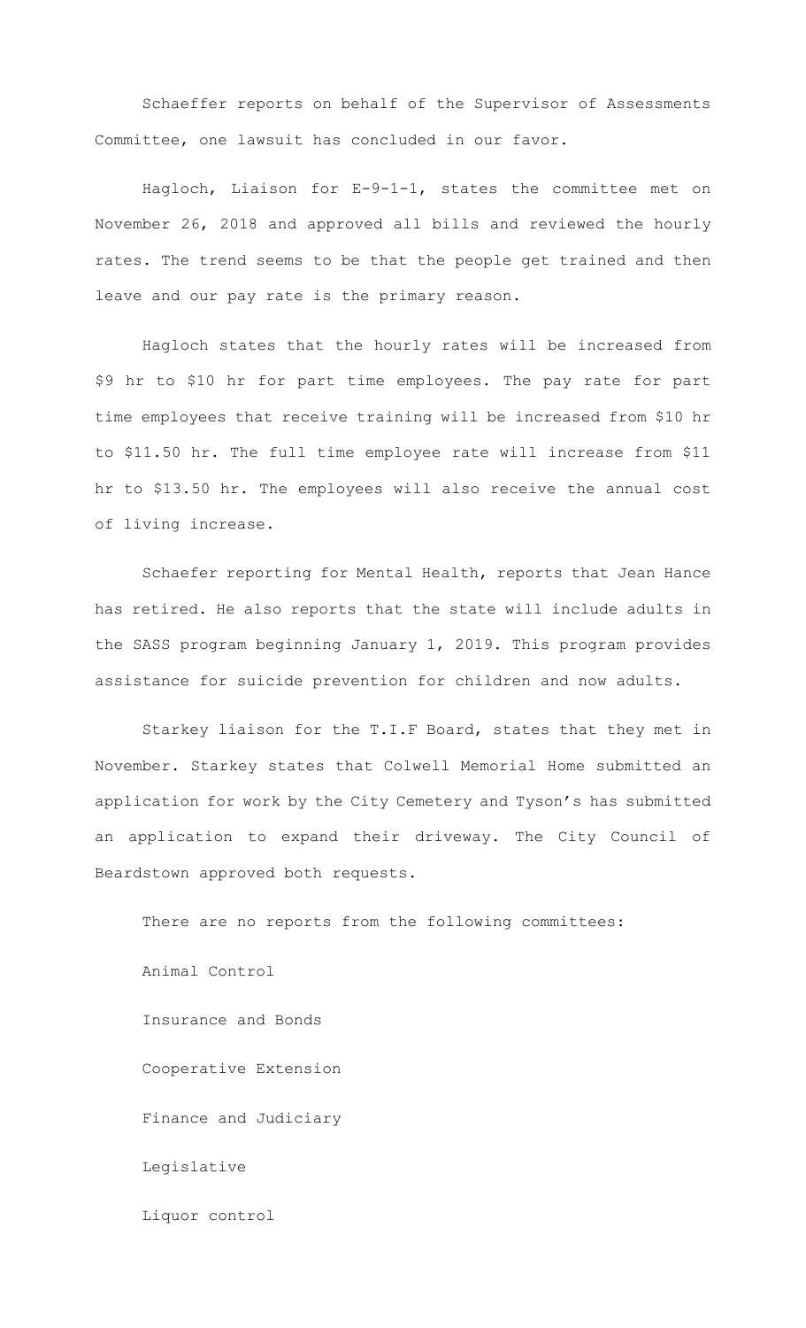Schaeffer reports on behalf of the Supervisor of Assessments Committee, one lawsuit has concluded in our favor.

Hagloch, Liaison for E-9-1-1, states the committee met on November 26, 2018 and approved all bills and reviewed the hourly rates. The trend seems to be that the people get trained and then leave and our pay rate is the primary reason.

Hagloch states that the hourly rates will be increased from $9 hr to $10 hr for part time employees. The pay rate for part time employees that receive training will be increased from $10 hr to $11.50 hr. The full time employee rate will increase from $11 hr to $13.50 hr. The employees will also receive the annual cost of living increase.

Schaefer reporting for Mental Health, reports that Jean Hance has retired. He also reports that the state will include adults in the SASS program beginning January 1, 2019. This program provides assistance for suicide prevention for children and now adults.

Starkey liaison for the T.I.F Board, states that they met in November. Starkey states that Colwell Memorial Home submitted an application for work by the City Cemetery and Tyson's has submitted an application to expand their driveway. The City Council of Beardstown approved both requests.

There are no reports from the following committees:

Animal Control

Insurance and Bonds

Cooperative Extension

Finance and Judiciary

Legislative

Liquor control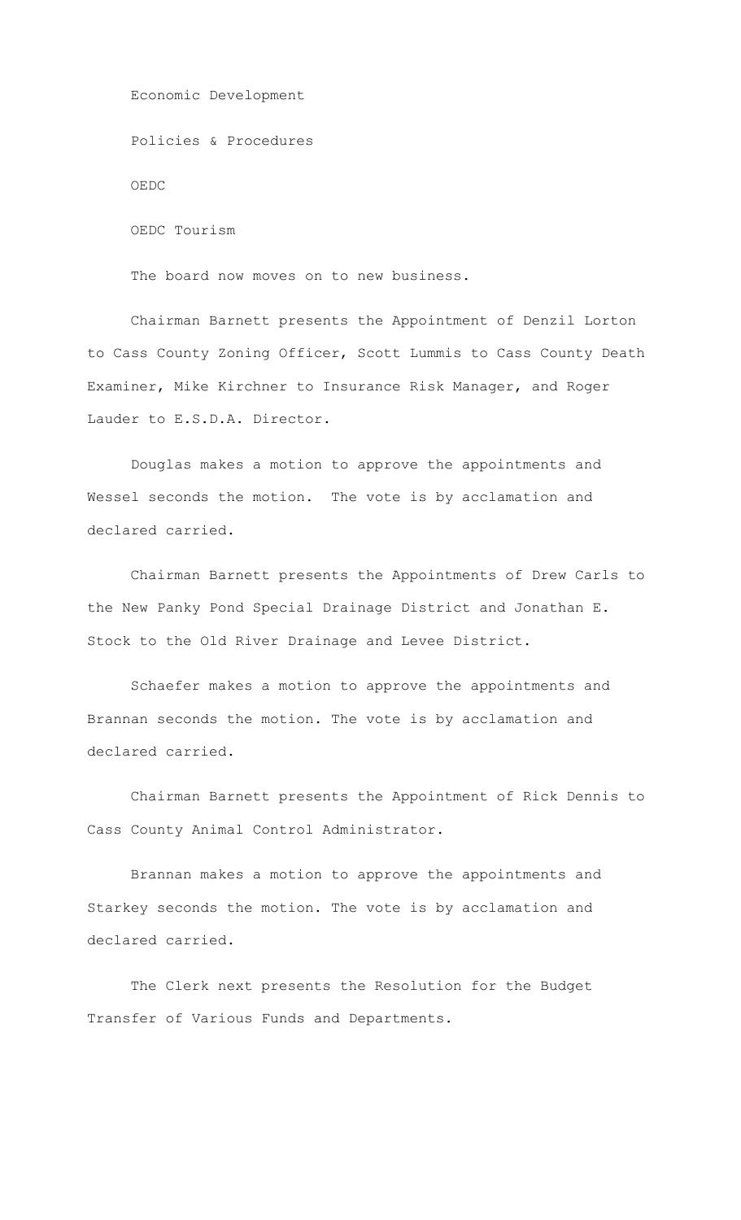Economic Development

Policies & Procedures

OEDC

OEDC Tourism

The board now moves on to new business.

Chairman Barnett presents the Appointment of Denzil Lorton to Cass County Zoning Officer, Scott Lummis to Cass County Death Examiner, Mike Kirchner to Insurance Risk Manager, and Roger Lauder to E.S.D.A. Director.

Douglas makes a motion to approve the appointments and Wessel seconds the motion. The vote is by acclamation and declared carried.

Chairman Barnett presents the Appointments of Drew Carls to the New Panky Pond Special Drainage District and Jonathan E. Stock to the Old River Drainage and Levee District.

Schaefer makes a motion to approve the appointments and Brannan seconds the motion. The vote is by acclamation and declared carried.

Chairman Barnett presents the Appointment of Rick Dennis to Cass County Animal Control Administrator.

Brannan makes a motion to approve the appointments and Starkey seconds the motion. The vote is by acclamation and declared carried.

The Clerk next presents the Resolution for the Budget Transfer of Various Funds and Departments.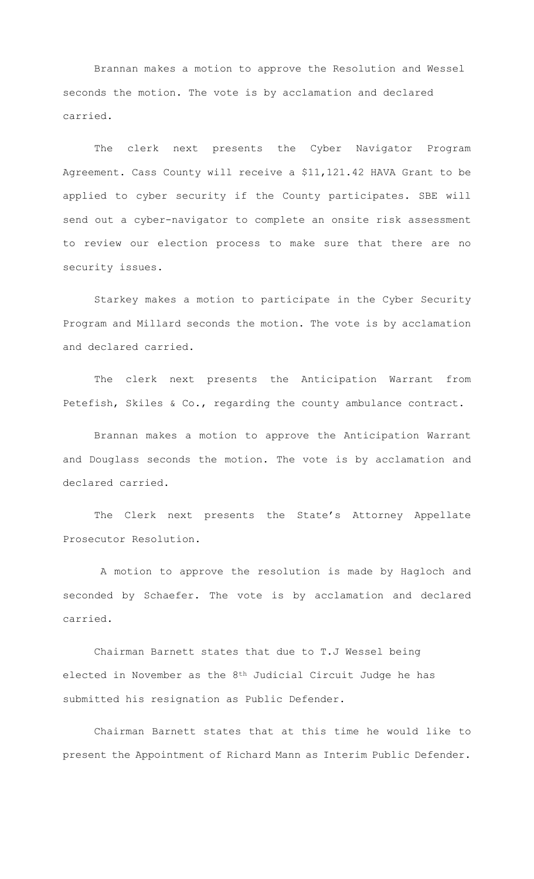Brannan makes a motion to approve the Resolution and Wessel seconds the motion. The vote is by acclamation and declared carried.

The clerk next presents the Cyber Navigator Program Agreement. Cass County will receive a $11,121.42 HAVA Grant to be applied to cyber security if the County participates. SBE will send out a cyber-navigator to complete an onsite risk assessment to review our election process to make sure that there are no security issues.

Starkey makes a motion to participate in the Cyber Security Program and Millard seconds the motion. The vote is by acclamation and declared carried.

The clerk next presents the Anticipation Warrant from Petefish, Skiles & Co., regarding the county ambulance contract.

Brannan makes a motion to approve the Anticipation Warrant and Douglass seconds the motion. The vote is by acclamation and declared carried.

The Clerk next presents the State's Attorney Appellate Prosecutor Resolution.

A motion to approve the resolution is made by Hagloch and seconded by Schaefer. The vote is by acclamation and declared carried.

Chairman Barnett states that due to T.J Wessel being elected in November as the 8th Judicial Circuit Judge he has submitted his resignation as Public Defender.

Chairman Barnett states that at this time he would like to present the Appointment of Richard Mann as Interim Public Defender.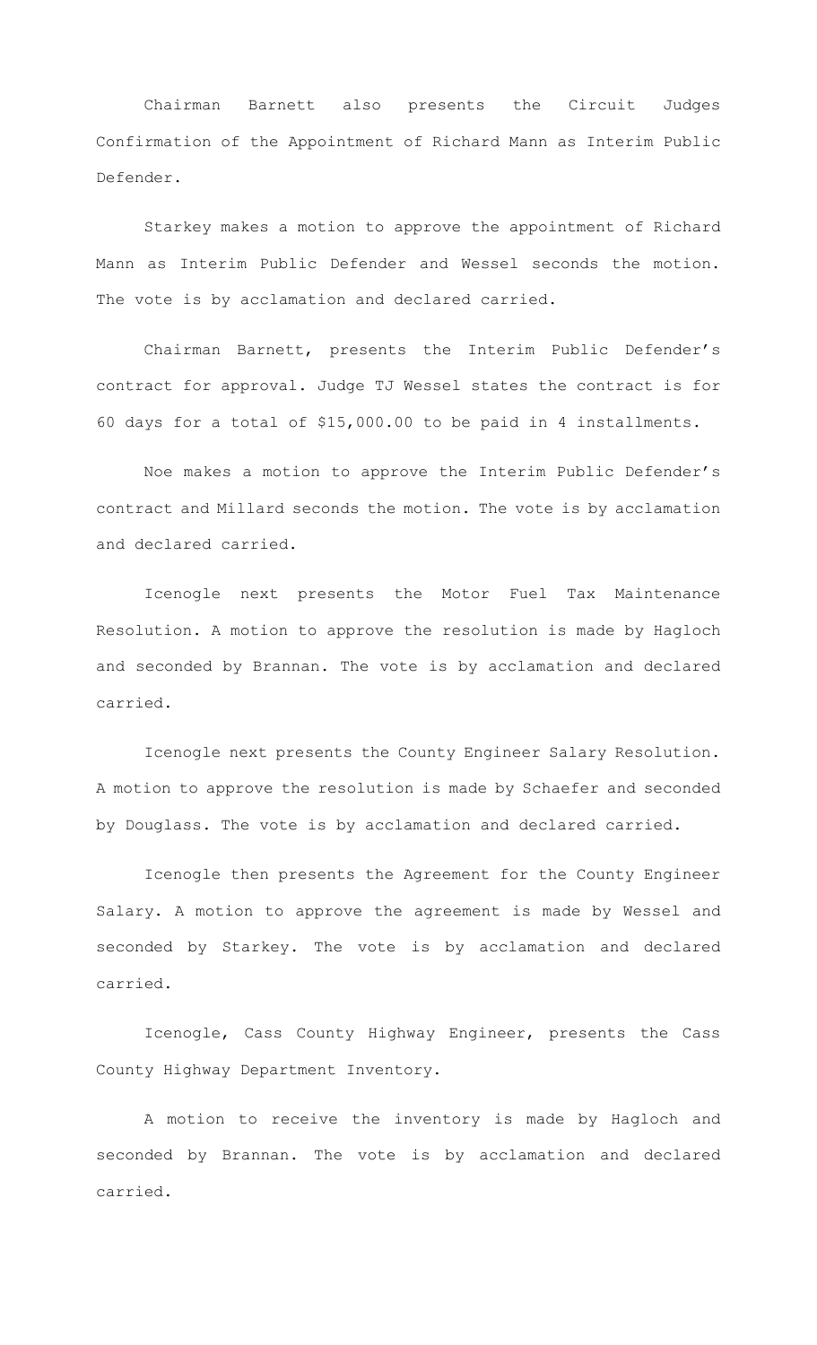Chairman Barnett also presents the Circuit Judges Confirmation of the Appointment of Richard Mann as Interim Public Defender.

Starkey makes a motion to approve the appointment of Richard Mann as Interim Public Defender and Wessel seconds the motion. The vote is by acclamation and declared carried.

Chairman Barnett, presents the Interim Public Defender's contract for approval. Judge TJ Wessel states the contract is for 60 days for a total of $15,000.00 to be paid in 4 installments.

Noe makes a motion to approve the Interim Public Defender's contract and Millard seconds the motion. The vote is by acclamation and declared carried.

Icenogle next presents the Motor Fuel Tax Maintenance Resolution. A motion to approve the resolution is made by Hagloch and seconded by Brannan. The vote is by acclamation and declared carried.

Icenogle next presents the County Engineer Salary Resolution. A motion to approve the resolution is made by Schaefer and seconded by Douglass. The vote is by acclamation and declared carried.

Icenogle then presents the Agreement for the County Engineer Salary. A motion to approve the agreement is made by Wessel and seconded by Starkey. The vote is by acclamation and declared carried.

Icenogle, Cass County Highway Engineer, presents the Cass County Highway Department Inventory.

A motion to receive the inventory is made by Hagloch and seconded by Brannan. The vote is by acclamation and declared carried.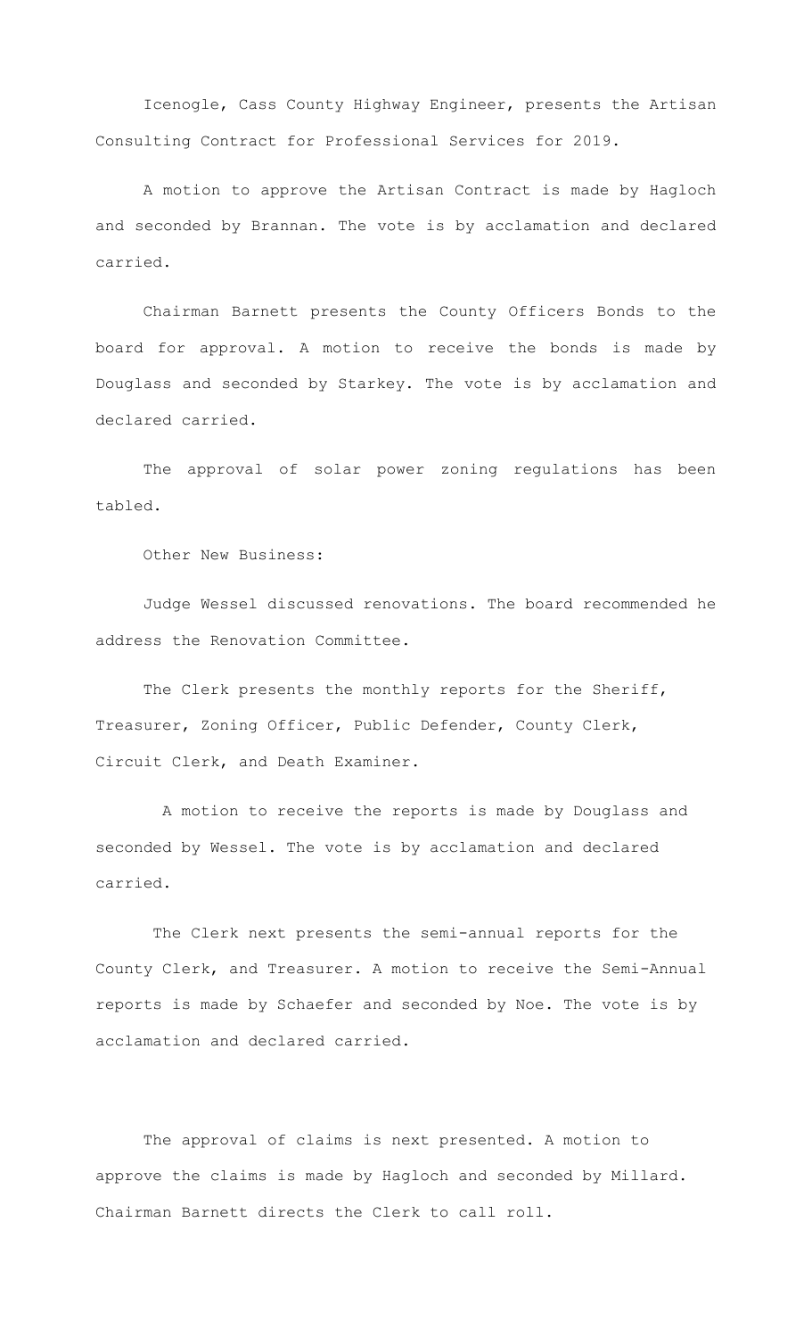Icenogle, Cass County Highway Engineer, presents the Artisan Consulting Contract for Professional Services for 2019.

A motion to approve the Artisan Contract is made by Hagloch and seconded by Brannan. The vote is by acclamation and declared carried.

Chairman Barnett presents the County Officers Bonds to the board for approval. A motion to receive the bonds is made by Douglass and seconded by Starkey. The vote is by acclamation and declared carried.

The approval of solar power zoning regulations has been tabled.

Other New Business:

Judge Wessel discussed renovations. The board recommended he address the Renovation Committee.

The Clerk presents the monthly reports for the Sheriff, Treasurer, Zoning Officer, Public Defender, County Clerk, Circuit Clerk, and Death Examiner.

A motion to receive the reports is made by Douglass and seconded by Wessel. The vote is by acclamation and declared carried.

The Clerk next presents the semi-annual reports for the County Clerk, and Treasurer. A motion to receive the Semi-Annual reports is made by Schaefer and seconded by Noe. The vote is by acclamation and declared carried.

The approval of claims is next presented. A motion to approve the claims is made by Hagloch and seconded by Millard. Chairman Barnett directs the Clerk to call roll.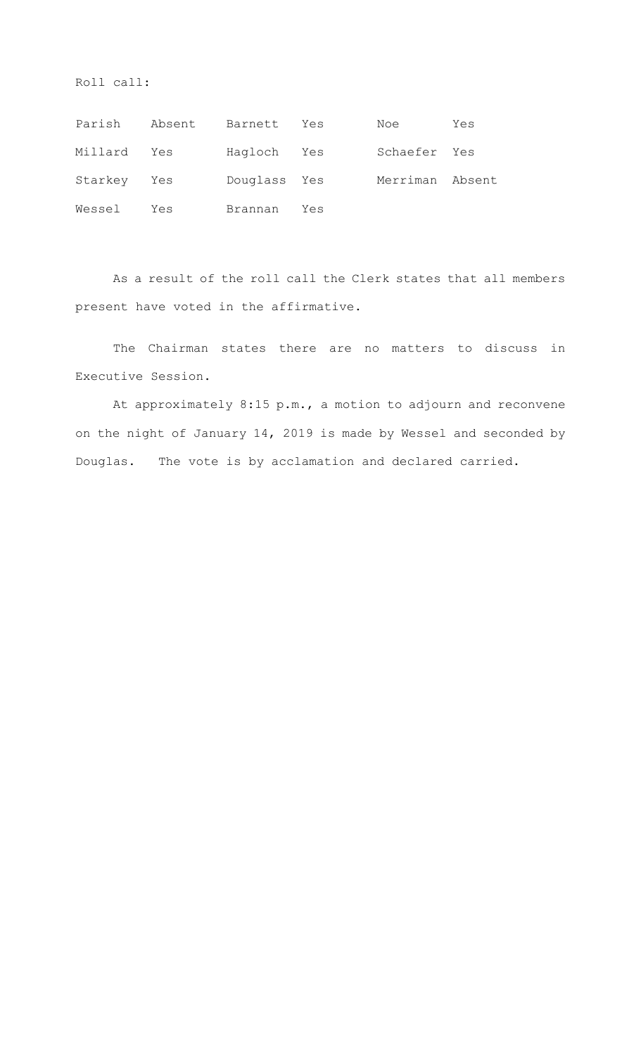Roll call:

| | | | | | |
|---|---|---|---|---|---|
| Parish | Absent | Barnett | Yes | Noe | Yes |
| Millard | Yes | Hagloch | Yes | Schaefer | Yes |
| Starkey | Yes | Douglass | Yes | Merriman | Absent |
| Wessel | Yes | Brannan | Yes | | |

As a result of the roll call the Clerk states that all members present have voted in the affirmative.

The Chairman states there are no matters to discuss in Executive Session.

At approximately 8:15 p.m., a motion to adjourn and reconvene on the night of January 14, 2019 is made by Wessel and seconded by Douglas. The vote is by acclamation and declared carried.